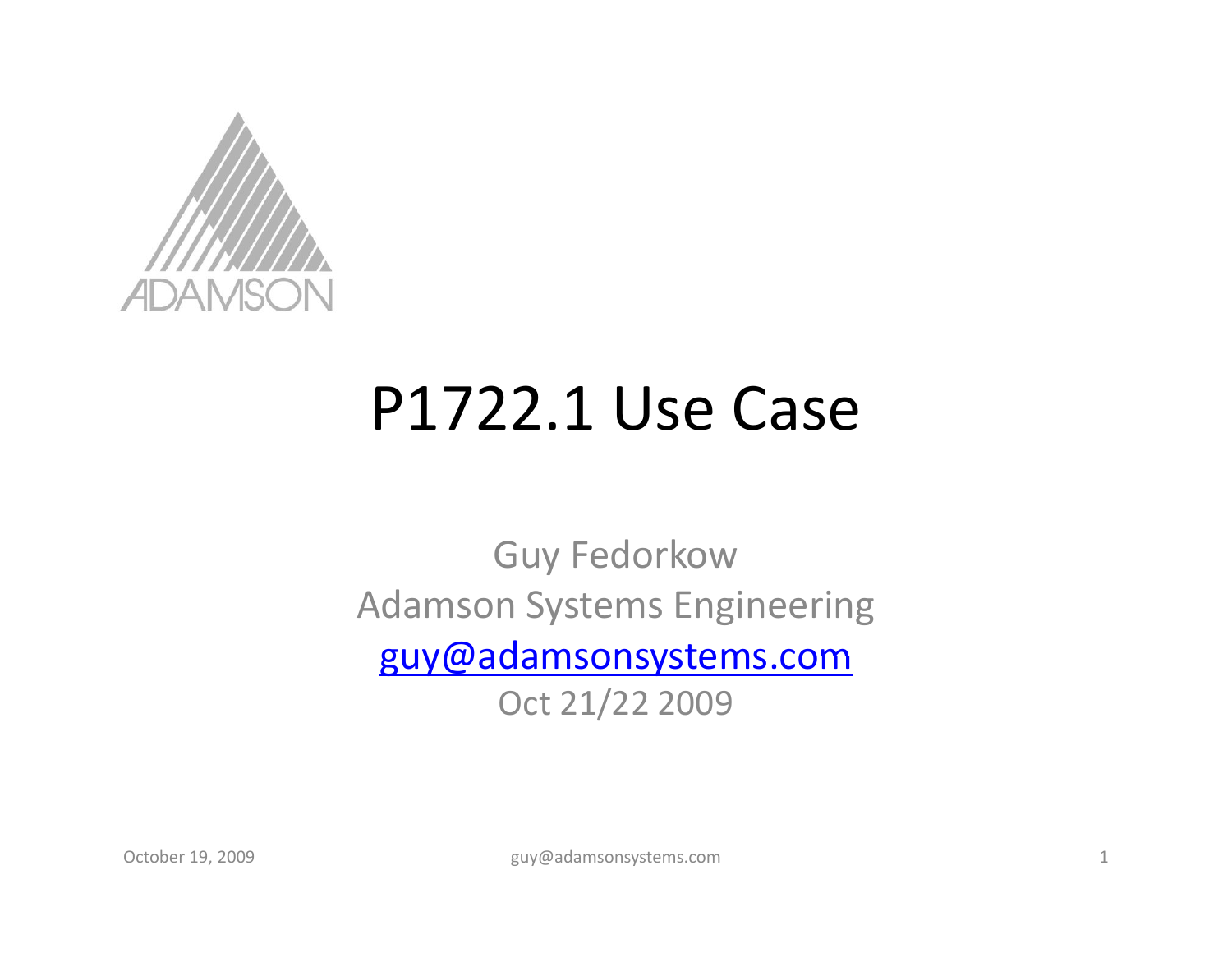ADAMSON

# P1722.1 Use Case

Guy Fedorkow
Adamson Systems Engineering
guy@adamsonsystems.com
Oct 21/22 2009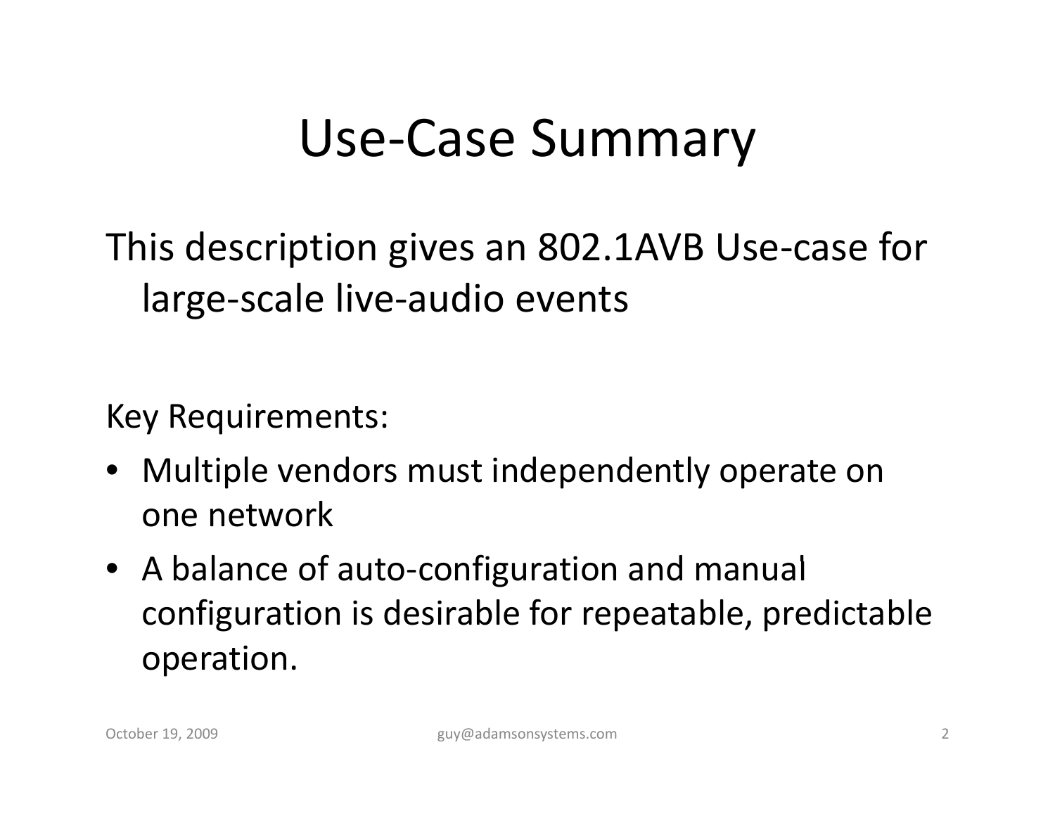# Use-Case Summary

This description gives an 802.1AVB Use-case for large-scale live-audio events

Key Requirements:

- Multiple vendors must independently operate on one network
- A balance of auto-configuration and manual configuration is desirable for repeatable, predictable operation.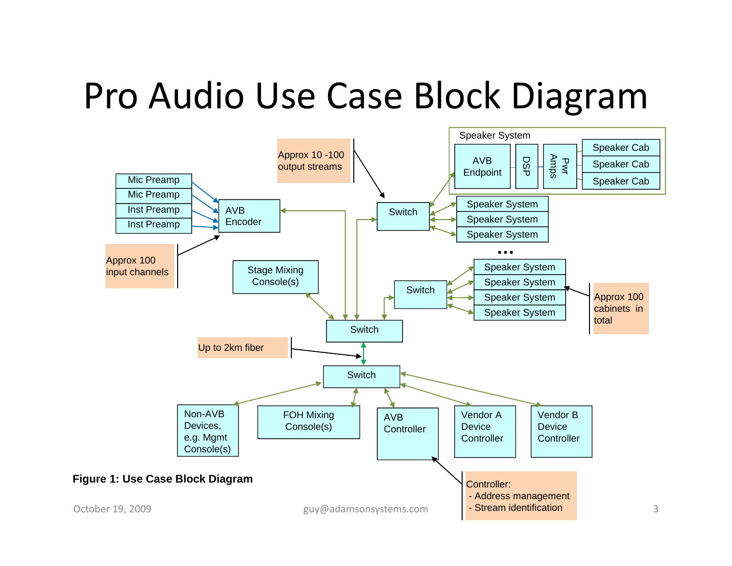# Pro Audio Use Case Block Diagram

Mic Preamp

Mic Preamp

Inst Preamp

Inst Preamp

AVB Encoder

Approx 100 input channels

Approx 10 -100 output streams

Speaker System

AVB Endpoint

DSP

Pwr Amps

Speaker Cab

Speaker Cab

Speaker Cab

Switch

Speaker System

Speaker System

Speaker System

...

Stage Mixing Console(s)

Switch

Speaker System

Speaker System

Speaker System

Speaker System

Approx 100 cabinets in total

Switch

Up to 2km fiber

Switch

Non-AVB Devices, e.g. Mgmt Console(s)

FOH Mixing Console(s)

AVB Controller

Vendor A Device Controller

Vendor B Device Controller

Controller:
- Address management
- Stream identification

**Figure 1: Use Case Block Diagram**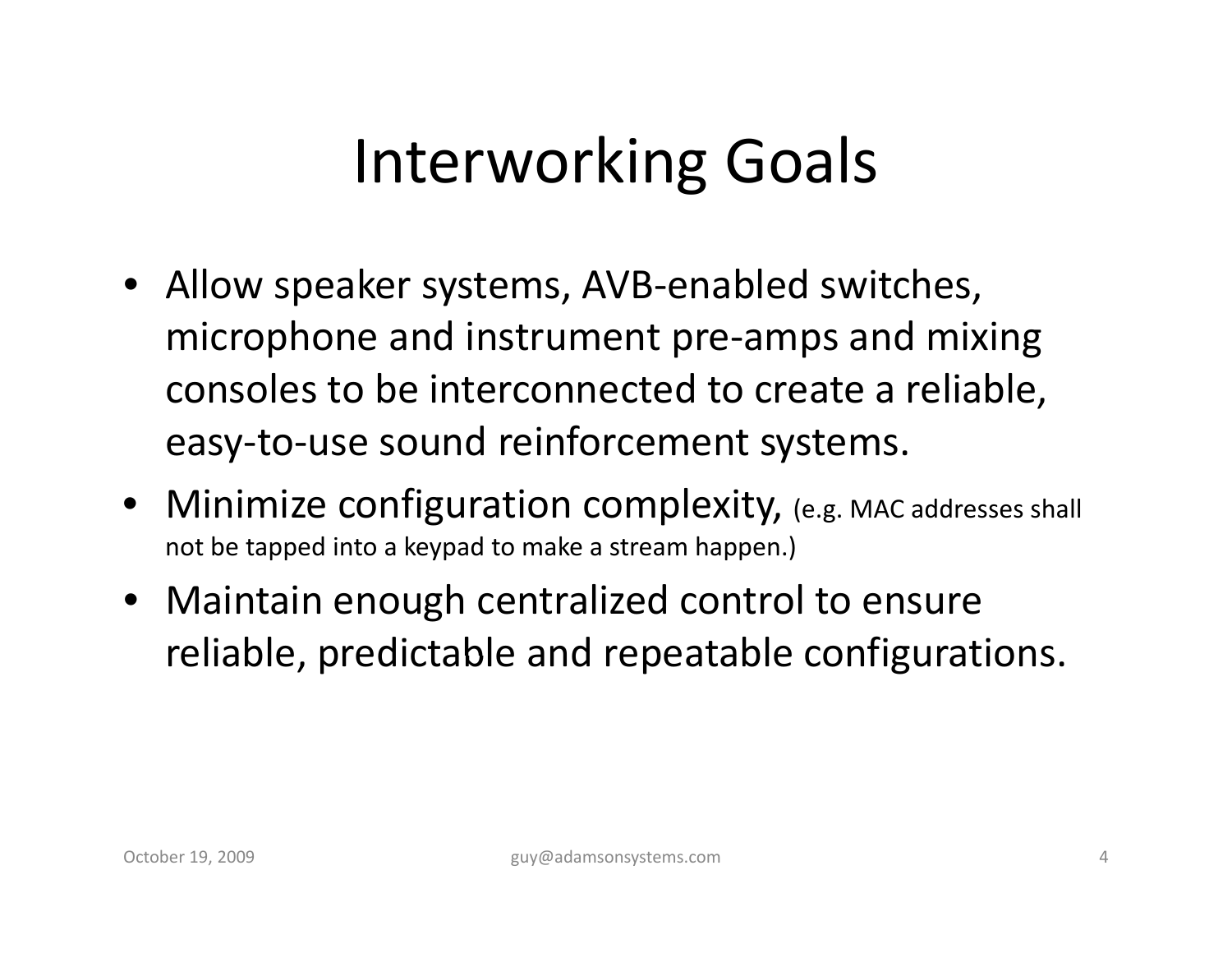# Interworking Goals

- Allow speaker systems, AVB-enabled switches, microphone and instrument pre-amps and mixing consoles to be interconnected to create a reliable, easy-to-use sound reinforcement systems.
- Minimize configuration complexity, (e.g. MAC addresses shall not be tapped into a keypad to make a stream happen.)
- Maintain enough centralized control to ensure reliable, predictable and repeatable configurations.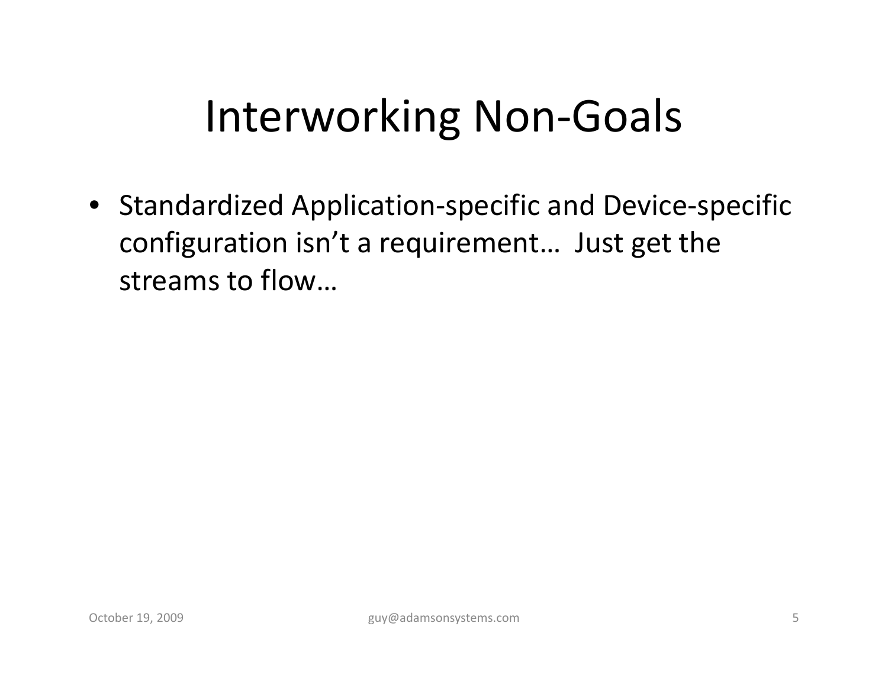# Interworking Non-Goals

- Standardized Application-specific and Device-specific configuration isn’t a requirement… Just get the streams to flow…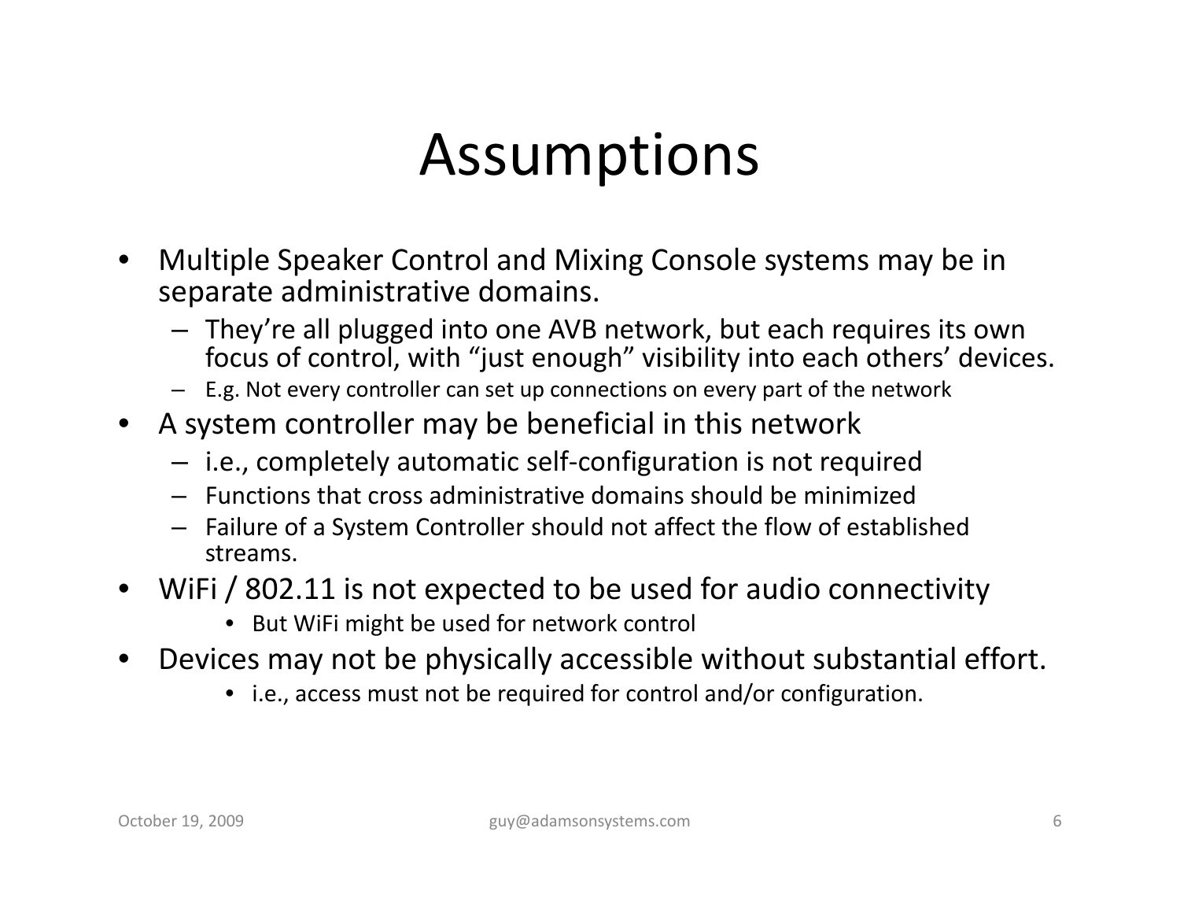# Assumptions

- Multiple Speaker Control and Mixing Console systems may be in separate administrative domains.
  - They're all plugged into one AVB network, but each requires its own focus of control, with "just enough" visibility into each others' devices.
  - E.g. Not every controller can set up connections on every part of the network
- A system controller may be beneficial in this network
  - i.e., completely automatic self-configuration is not required
  - Functions that cross administrative domains should be minimized
  - Failure of a System Controller should not affect the flow of established streams.
- WiFi / 802.11 is not expected to be used for audio connectivity
  - But WiFi might be used for network control
- Devices may not be physically accessible without substantial effort.
  - i.e., access must not be required for control and/or configuration.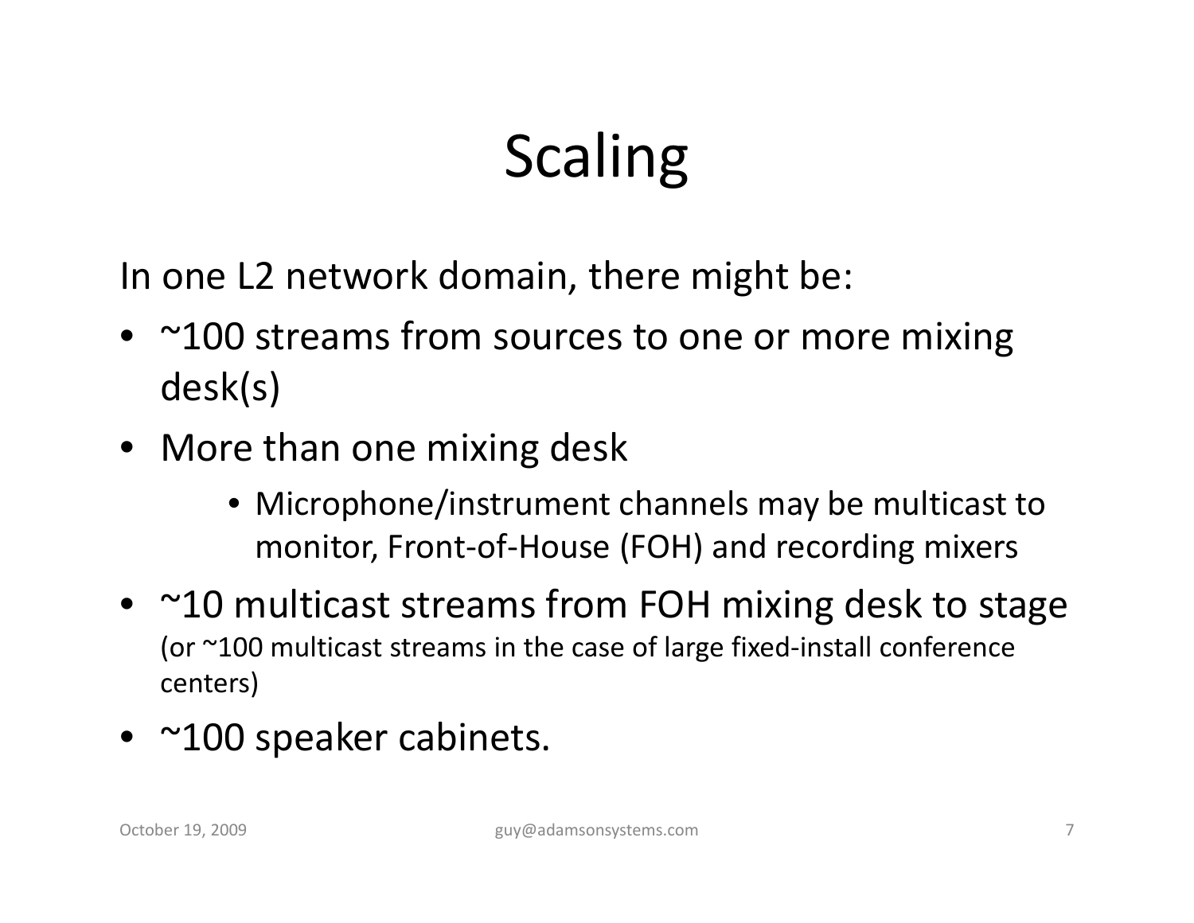# Scaling

In one L2 network domain, there might be:

- ~100 streams from sources to one or more mixing desk(s)
- More than one mixing desk
    - Microphone/instrument channels may be multicast to monitor, Front-of-House (FOH) and recording mixers
- ~10 multicast streams from FOH mixing desk to stage (or ~100 multicast streams in the case of large fixed-install conference centers)
- ~100 speaker cabinets.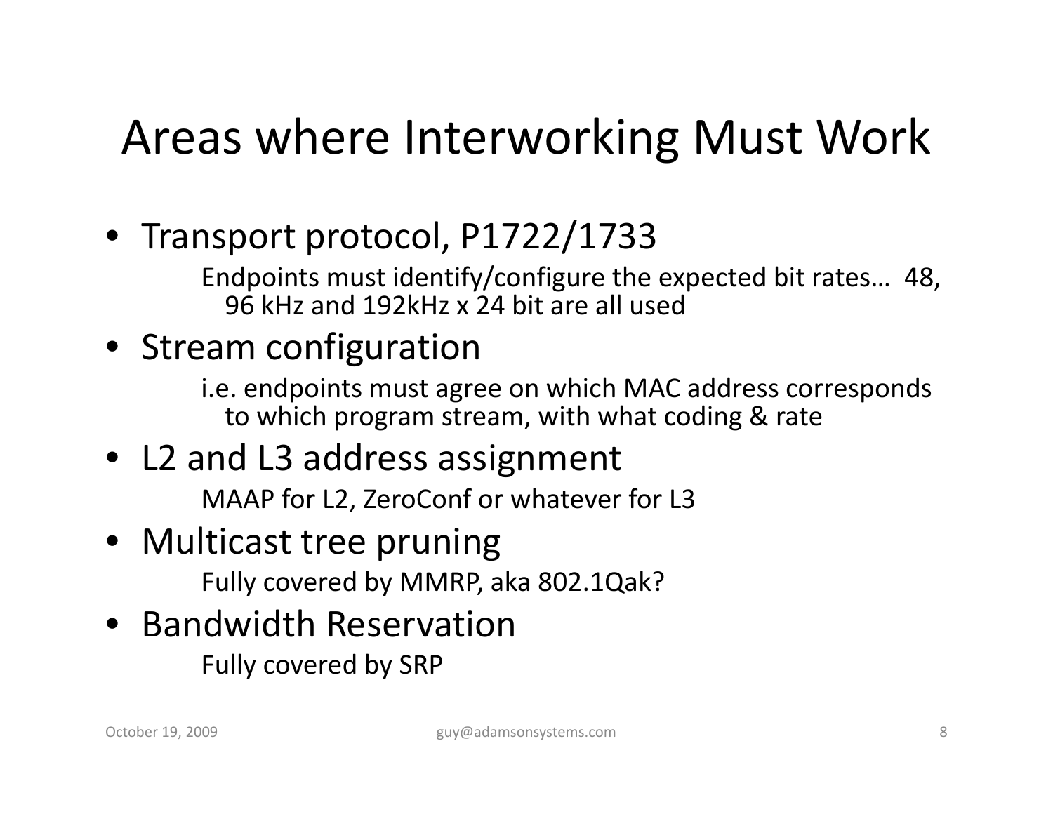# Areas where Interworking Must Work

- Transport protocol, P1722/1733
  
  Endpoints must identify/configure the expected bit rates… 48, 96 kHz and 192kHz x 24 bit are all used
- Stream configuration
  
  i.e. endpoints must agree on which MAC address corresponds to which program stream, with what coding & rate
- L2 and L3 address assignment
  
  MAAP for L2, ZeroConf or whatever for L3
- Multicast tree pruning
  
  Fully covered by MMRP, aka 802.1Qak?
- Bandwidth Reservation
  
  Fully covered by SRP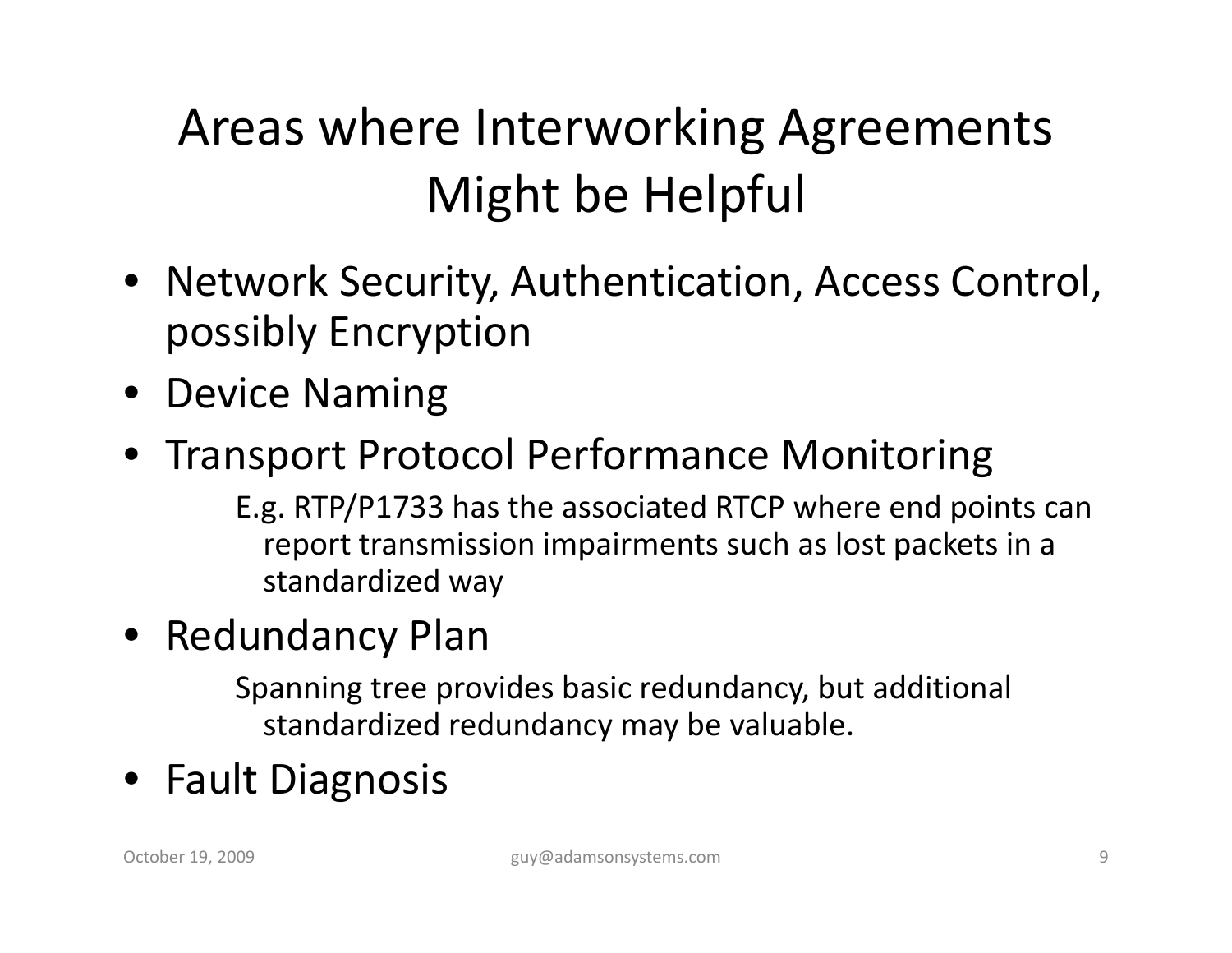# Areas where Interworking Agreements Might be Helpful

- Network Security, Authentication, Access Control, possibly Encryption
- Device Naming
- Transport Protocol Performance Monitoring

  E.g. RTP/P1733 has the associated RTCP where end points can report transmission impairments such as lost packets in a standardized way

- Redundancy Plan

  Spanning tree provides basic redundancy, but additional standardized redundancy may be valuable.

- Fault Diagnosis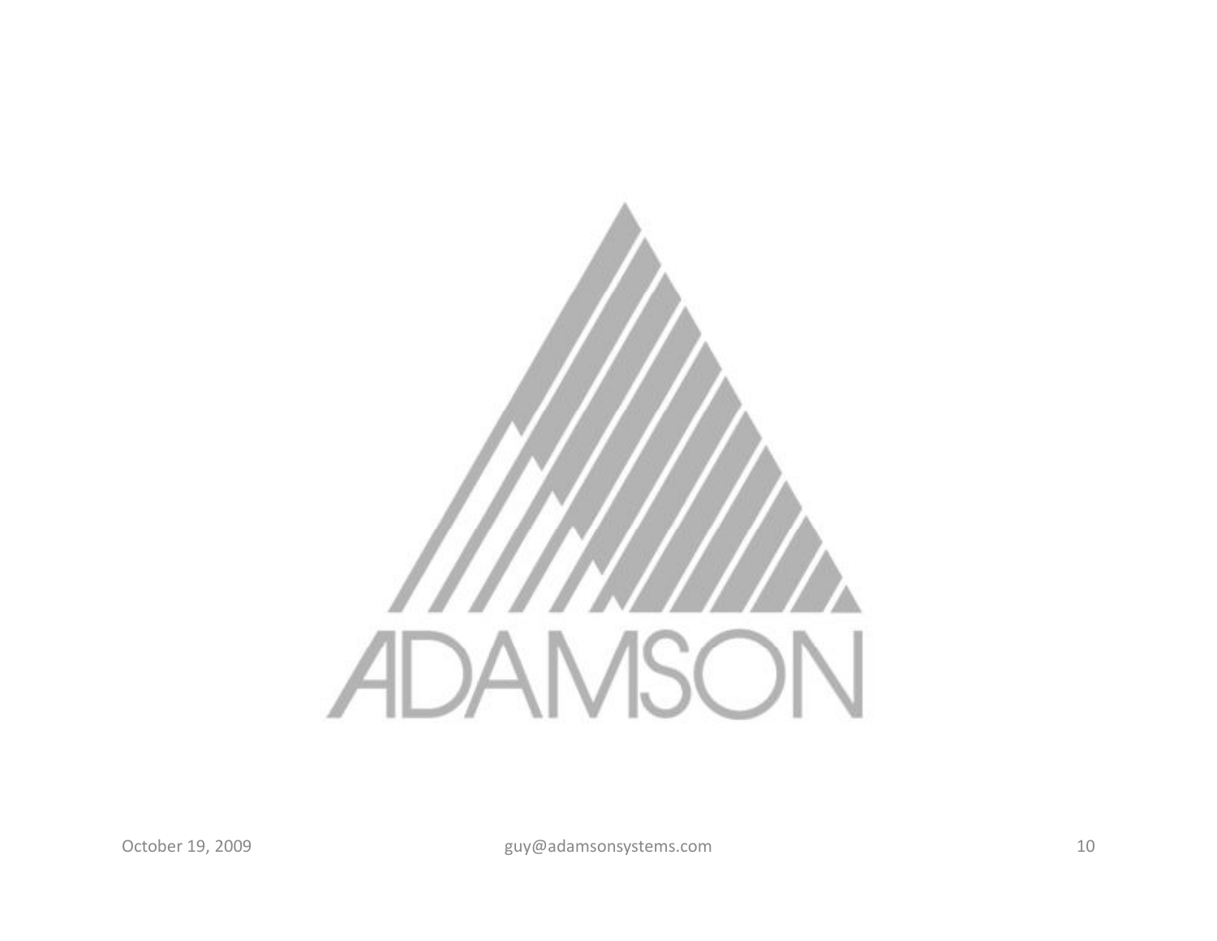ADAMSON